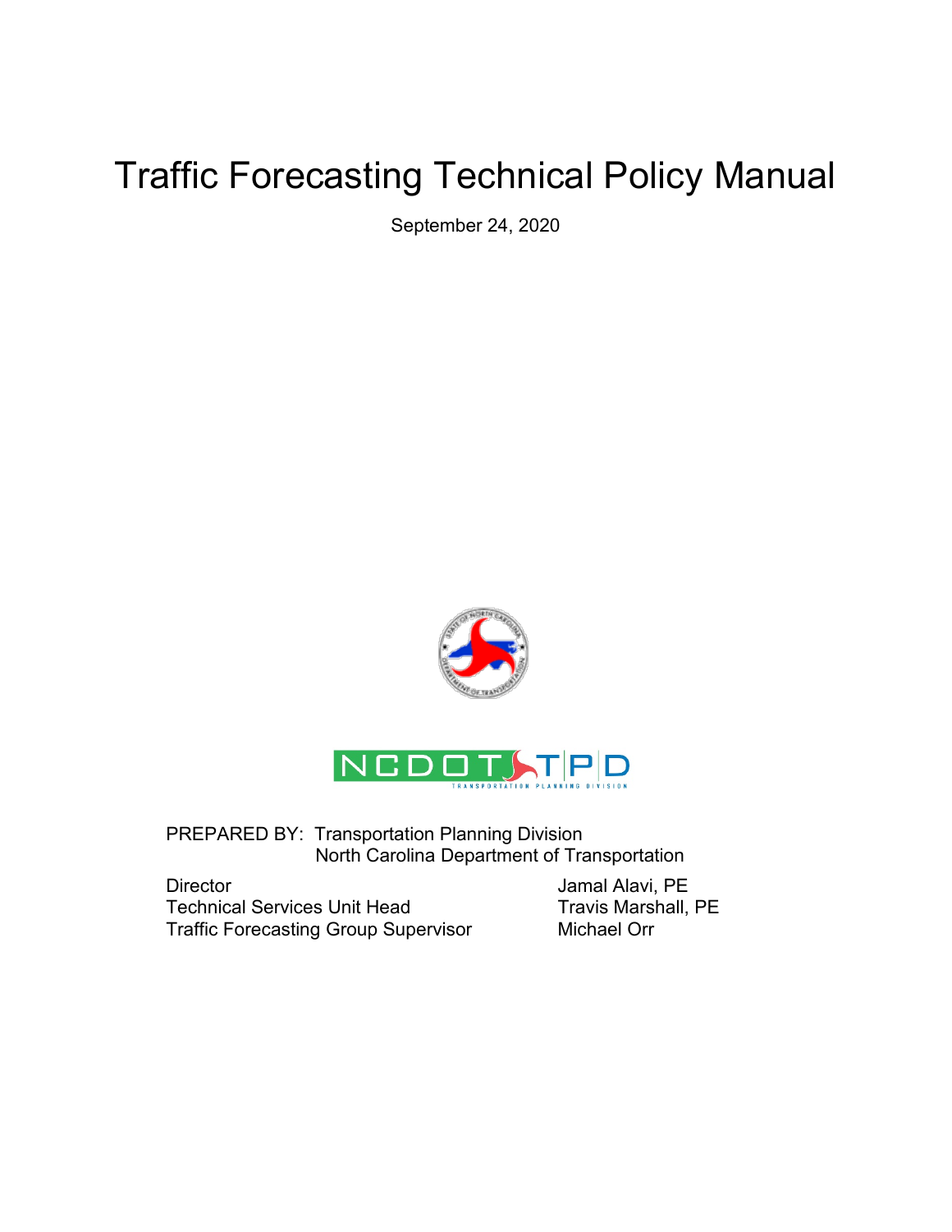# Traffic Forecasting Technical Policy Manual

September 24, 2020

PREPARED BY: Transportation Planning Division
North Carolina Department of Transportation

| | |
|---|---|
| Director | Jamal Alavi, PE |
| Technical Services Unit Head | Travis Marshall, PE |
| Traffic Forecasting Group Supervisor | Michael Orr |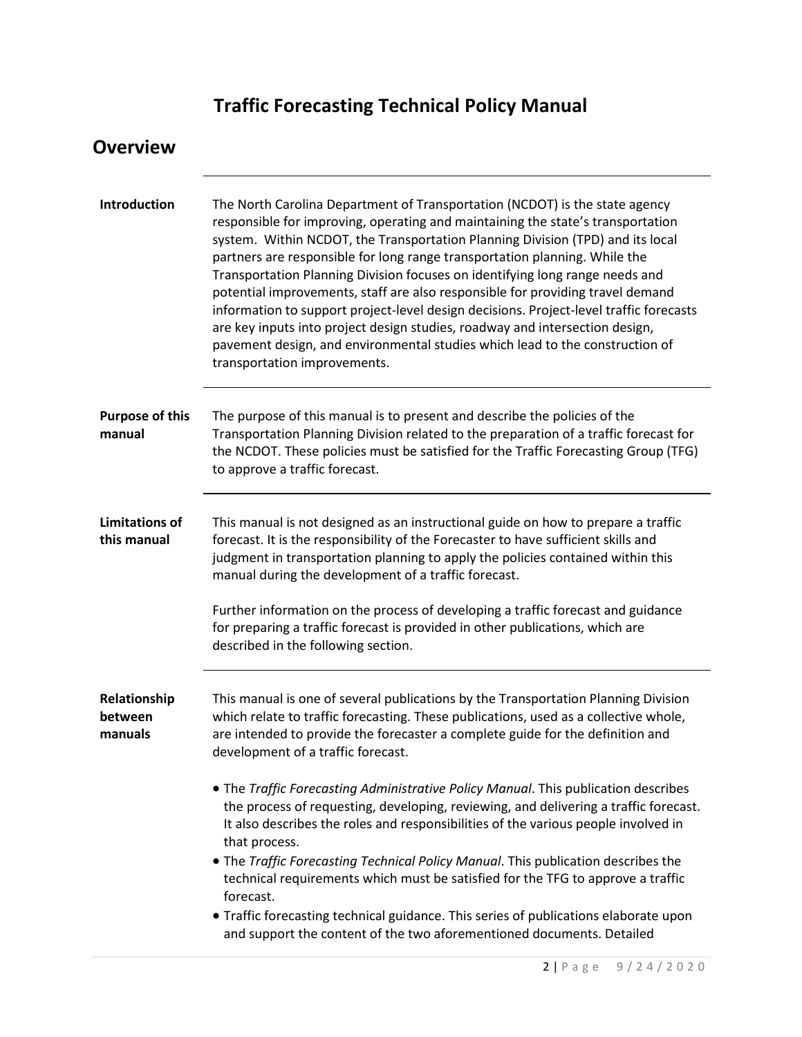# Traffic Forecasting Technical Policy Manual

## Overview

**Introduction**

The North Carolina Department of Transportation (NCDOT) is the state agency responsible for improving, operating and maintaining the state's transportation system. Within NCDOT, the Transportation Planning Division (TPD) and its local partners are responsible for long range transportation planning. While the Transportation Planning Division focuses on identifying long range needs and potential improvements, staff are also responsible for providing travel demand information to support project-level design decisions. Project-level traffic forecasts are key inputs into project design studies, roadway and intersection design, pavement design, and environmental studies which lead to the construction of transportation improvements.

**Purpose of this manual**

The purpose of this manual is to present and describe the policies of the Transportation Planning Division related to the preparation of a traffic forecast for the NCDOT. These policies must be satisfied for the Traffic Forecasting Group (TFG) to approve a traffic forecast.

**Limitations of this manual**

This manual is not designed as an instructional guide on how to prepare a traffic forecast. It is the responsibility of the Forecaster to have sufficient skills and judgment in transportation planning to apply the policies contained within this manual during the development of a traffic forecast.

Further information on the process of developing a traffic forecast and guidance for preparing a traffic forecast is provided in other publications, which are described in the following section.

**Relationship between manuals**

This manual is one of several publications by the Transportation Planning Division which relate to traffic forecasting. These publications, used as a collective whole, are intended to provide the forecaster a complete guide for the definition and development of a traffic forecast.

- The *Traffic Forecasting Administrative Policy Manual*. This publication describes the process of requesting, developing, reviewing, and delivering a traffic forecast. It also describes the roles and responsibilities of the various people involved in that process.
- The *Traffic Forecasting Technical Policy Manual*. This publication describes the technical requirements which must be satisfied for the TFG to approve a traffic forecast.
- Traffic forecasting technical guidance. This series of publications elaborate upon and support the content of the two aforementioned documents. Detailed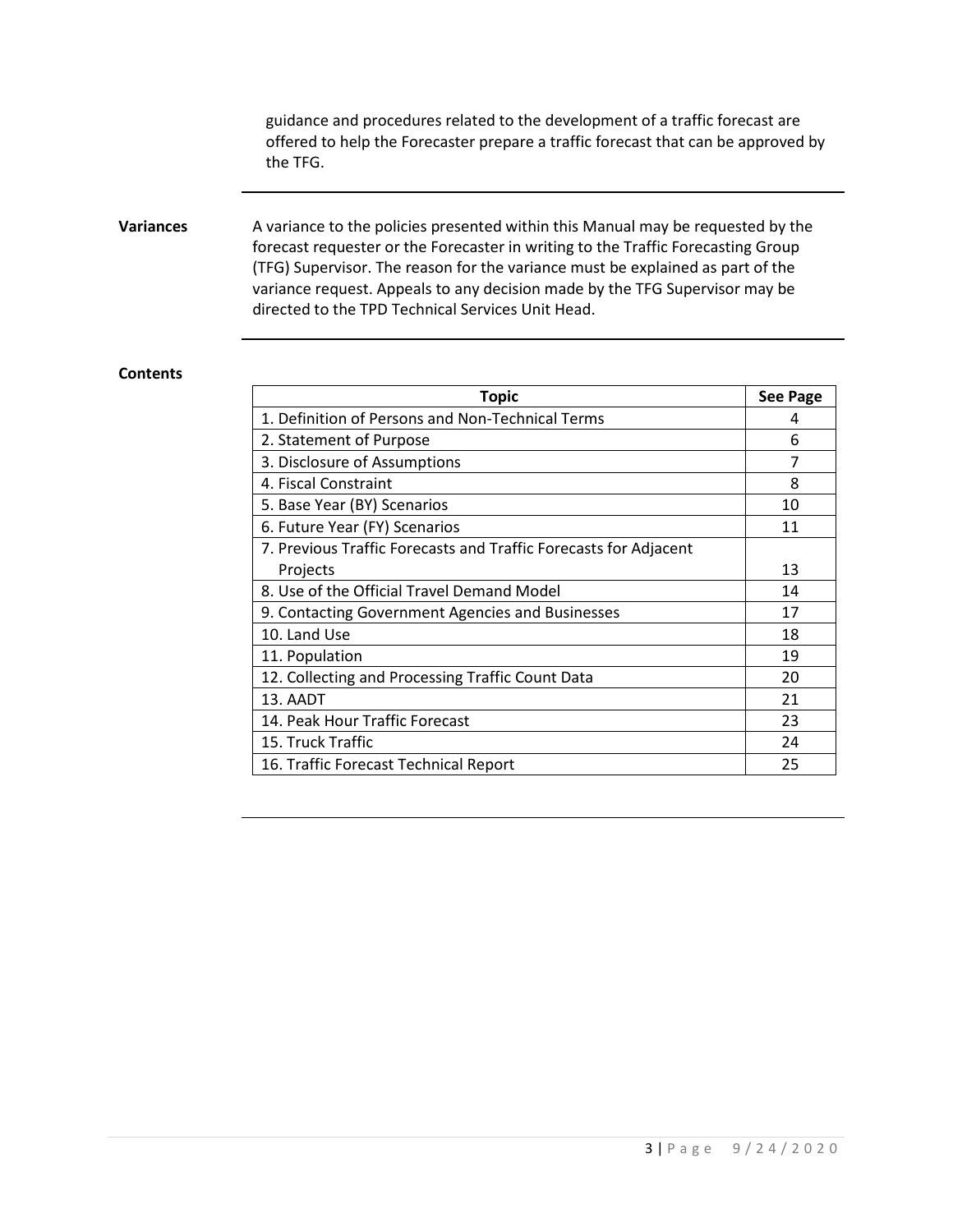guidance and procedures related to the development of a traffic forecast are offered to help the Forecaster prepare a traffic forecast that can be approved by the TFG.

**Variances**

A variance to the policies presented within this Manual may be requested by the forecast requester or the Forecaster in writing to the Traffic Forecasting Group (TFG) Supervisor. The reason for the variance must be explained as part of the variance request. Appeals to any decision made by the TFG Supervisor may be directed to the TPD Technical Services Unit Head.

**Contents**

| Topic | See Page |
|---|---|
| 1. Definition of Persons and Non-Technical Terms | 4 |
| 2. Statement of Purpose | 6 |
| 3. Disclosure of Assumptions | 7 |
| 4. Fiscal Constraint | 8 |
| 5. Base Year (BY) Scenarios | 10 |
| 6. Future Year (FY) Scenarios | 11 |
| 7. Previous Traffic Forecasts and Traffic Forecasts for Adjacent Projects | 13 |
| 8. Use of the Official Travel Demand Model | 14 |
| 9. Contacting Government Agencies and Businesses | 17 |
| 10. Land Use | 18 |
| 11. Population | 19 |
| 12. Collecting and Processing Traffic Count Data | 20 |
| 13. AADT | 21 |
| 14. Peak Hour Traffic Forecast | 23 |
| 15. Truck Traffic | 24 |
| 16. Traffic Forecast Technical Report | 25 |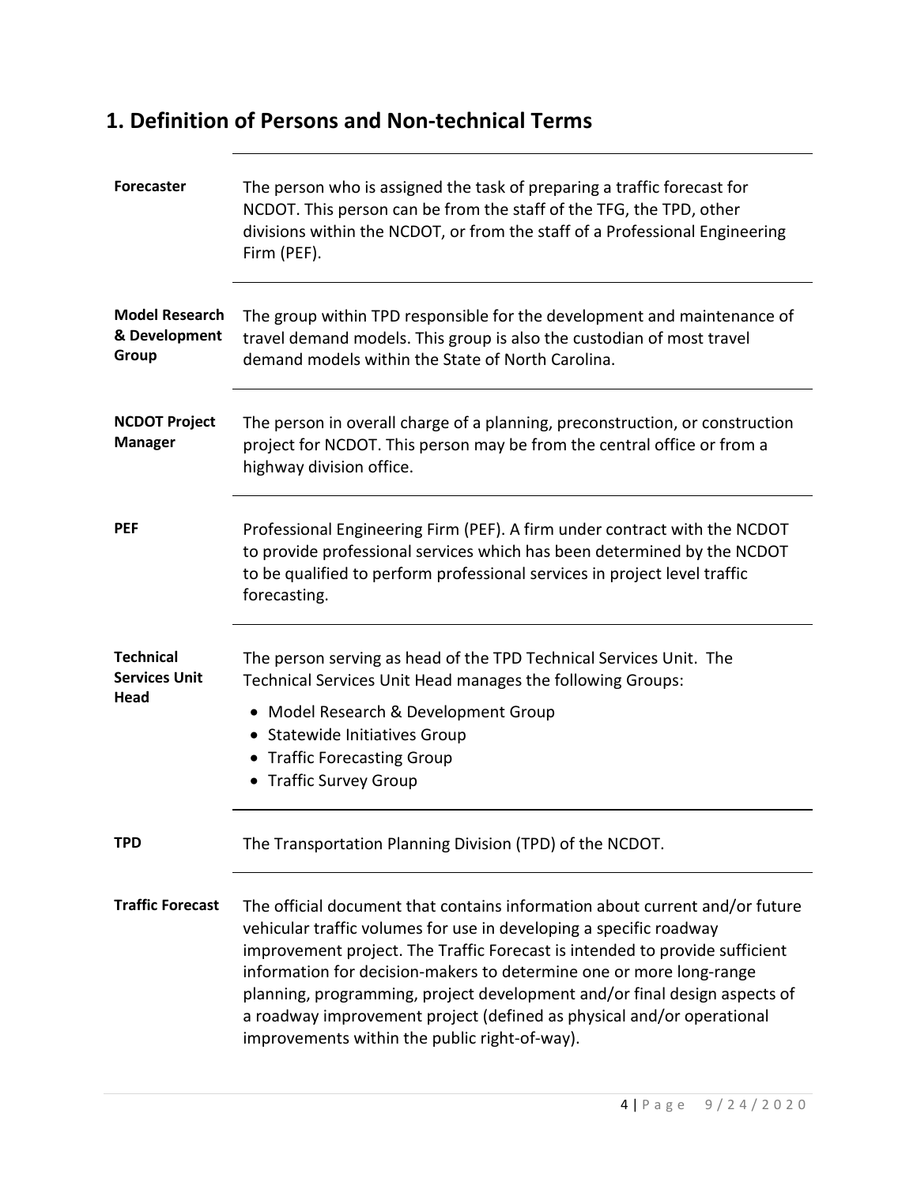## 1. Definition of Persons and Non-technical Terms

| | |
|---|---|
| **Forecaster** | The person who is assigned the task of preparing a traffic forecast for NCDOT. This person can be from the staff of the TFG, the TPD, other divisions within the NCDOT, or from the staff of a Professional Engineering Firm (PEF). |
| **Model Research & Development Group** | The group within TPD responsible for the development and maintenance of travel demand models. This group is also the custodian of most travel demand models within the State of North Carolina. |
| **NCDOT Project Manager** | The person in overall charge of a planning, preconstruction, or construction project for NCDOT. This person may be from the central office or from a highway division office. |
| **PEF** | Professional Engineering Firm (PEF). A firm under contract with the NCDOT to provide professional services which has been determined by the NCDOT to be qualified to perform professional services in project level traffic forecasting. |
| **Technical Services Unit Head** | The person serving as head of the TPD Technical Services Unit. The Technical Services Unit Head manages the following Groups:<br>• Model Research & Development Group<br>• Statewide Initiatives Group<br>• Traffic Forecasting Group<br>• Traffic Survey Group |
| **TPD** | The Transportation Planning Division (TPD) of the NCDOT. |
| **Traffic Forecast** | The official document that contains information about current and/or future vehicular traffic volumes for use in developing a specific roadway improvement project. The Traffic Forecast is intended to provide sufficient information for decision-makers to determine one or more long-range planning, programming, project development and/or final design aspects of a roadway improvement project (defined as physical and/or operational improvements within the public right-of-way). |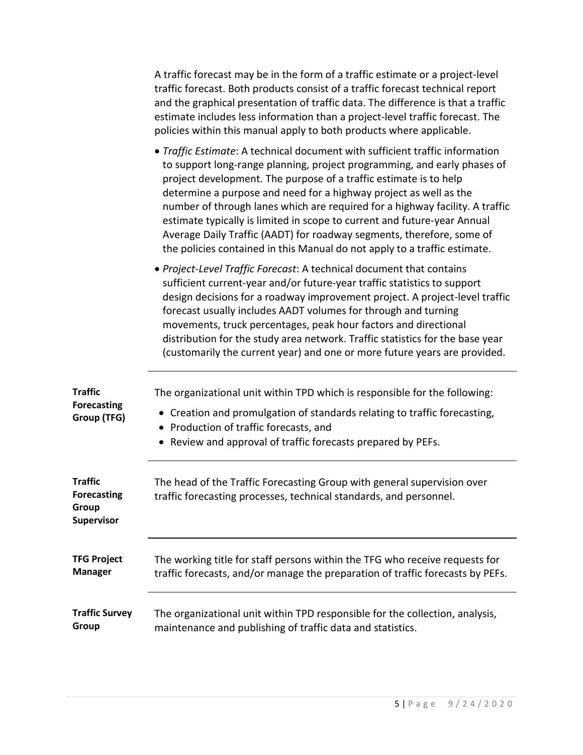A traffic forecast may be in the form of a traffic estimate or a project-level traffic forecast. Both products consist of a traffic forecast technical report and the graphical presentation of traffic data. The difference is that a traffic estimate includes less information than a project-level traffic forecast. The policies within this manual apply to both products where applicable.

- *Traffic Estimate*: A technical document with sufficient traffic information to support long-range planning, project programming, and early phases of project development. The purpose of a traffic estimate is to help determine a purpose and need for a highway project as well as the number of through lanes which are required for a highway facility. A traffic estimate typically is limited in scope to current and future-year Annual Average Daily Traffic (AADT) for roadway segments, therefore, some of the policies contained in this Manual do not apply to a traffic estimate.
- *Project-Level Traffic Forecast*: A technical document that contains sufficient current-year and/or future-year traffic statistics to support design decisions for a roadway improvement project. A project-level traffic forecast usually includes AADT volumes for through and turning movements, truck percentages, peak hour factors and directional distribution for the study area network. Traffic statistics for the base year (customarily the current year) and one or more future years are provided.

| | |
|---|---|
| **Traffic Forecasting Group (TFG)** | The organizational unit within TPD which is responsible for the following: <br>• Creation and promulgation of standards relating to traffic forecasting, <br>• Production of traffic forecasts, and <br>• Review and approval of traffic forecasts prepared by PEFs. |
| **Traffic Forecasting Group Supervisor** | The head of the Traffic Forecasting Group with general supervision over traffic forecasting processes, technical standards, and personnel. |
| **TFG Project Manager** | The working title for staff persons within the TFG who receive requests for traffic forecasts, and/or manage the preparation of traffic forecasts by PEFs. |
| **Traffic Survey Group** | The organizational unit within TPD responsible for the collection, analysis, maintenance and publishing of traffic data and statistics. |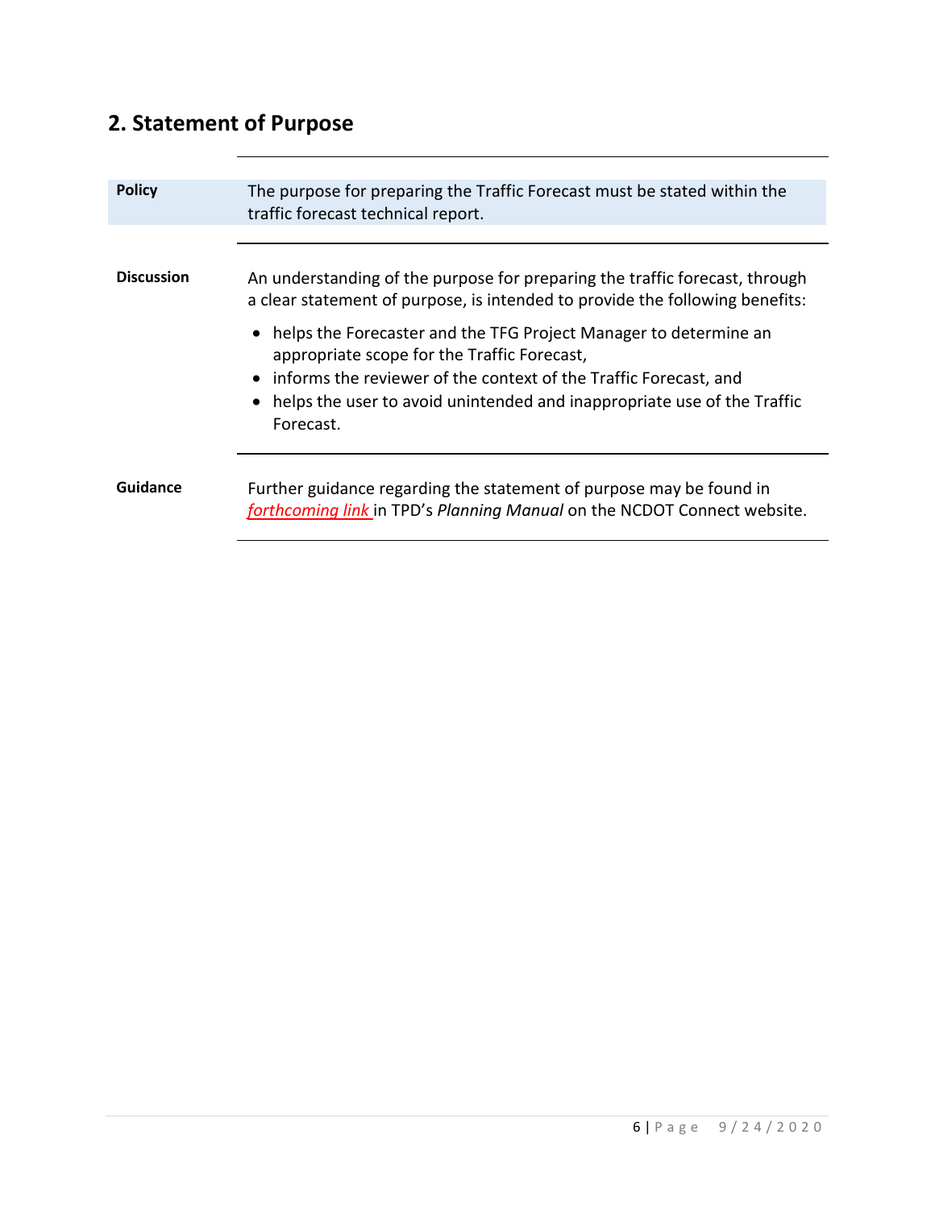## 2. Statement of Purpose

**Policy**

The purpose for preparing the Traffic Forecast must be stated within the traffic forecast technical report.

**Discussion**

An understanding of the purpose for preparing the traffic forecast, through a clear statement of purpose, is intended to provide the following benefits:

- helps the Forecaster and the TFG Project Manager to determine an appropriate scope for the Traffic Forecast,
- informs the reviewer of the context of the Traffic Forecast, and
- helps the user to avoid unintended and inappropriate use of the Traffic Forecast.

**Guidance**

Further guidance regarding the statement of purpose may be found in *forthcoming link* in TPD's *Planning Manual* on the NCDOT Connect website.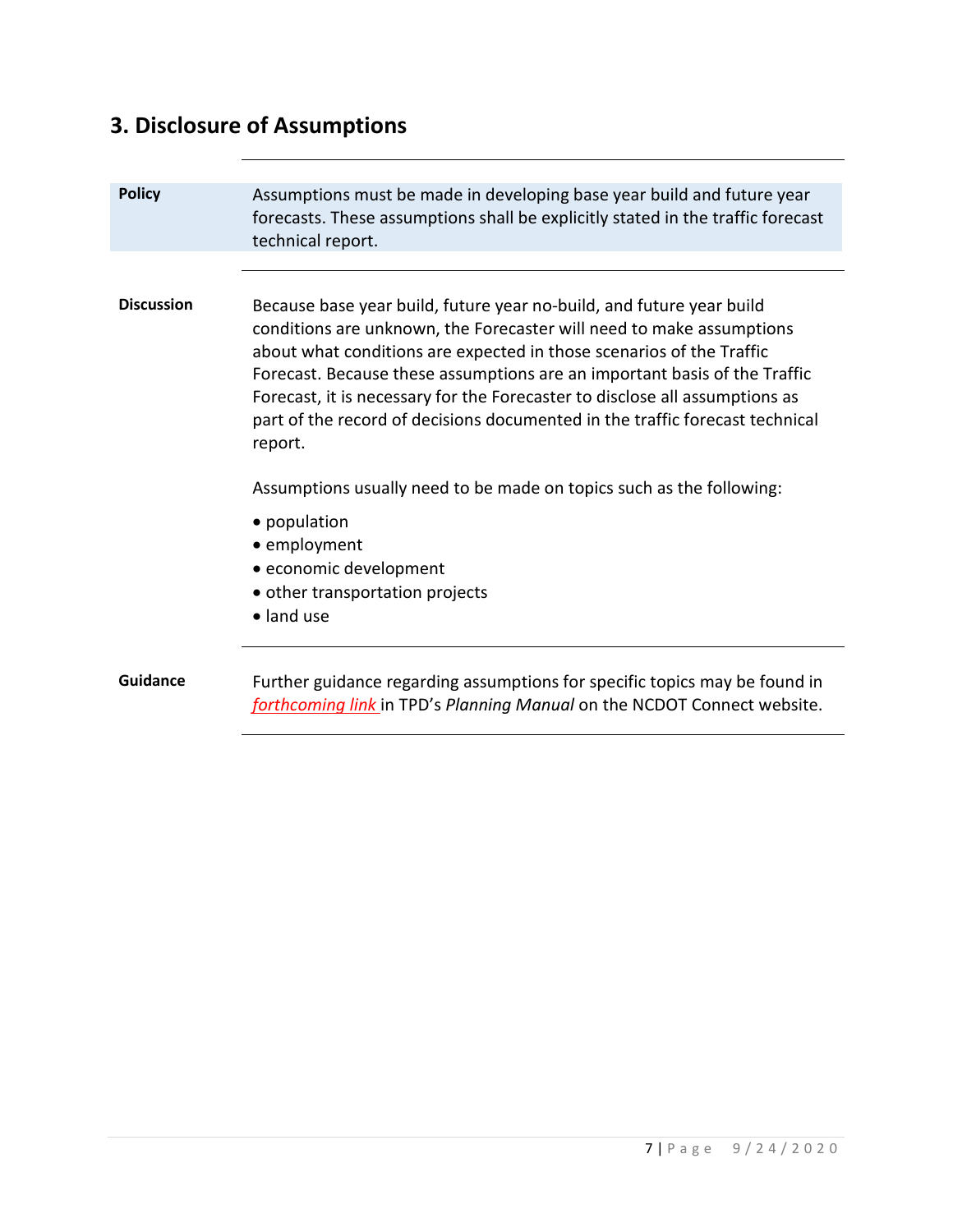## 3. Disclosure of Assumptions

**Policy**

Assumptions must be made in developing base year build and future year forecasts. These assumptions shall be explicitly stated in the traffic forecast technical report.

**Discussion**

Because base year build, future year no-build, and future year build conditions are unknown, the Forecaster will need to make assumptions about what conditions are expected in those scenarios of the Traffic Forecast. Because these assumptions are an important basis of the Traffic Forecast, it is necessary for the Forecaster to disclose all assumptions as part of the record of decisions documented in the traffic forecast technical report.

Assumptions usually need to be made on topics such as the following:

- population
- employment
- economic development
- other transportation projects
- land use

**Guidance**

Further guidance regarding assumptions for specific topics may be found in *forthcoming link* in TPD's *Planning Manual* on the NCDOT Connect website.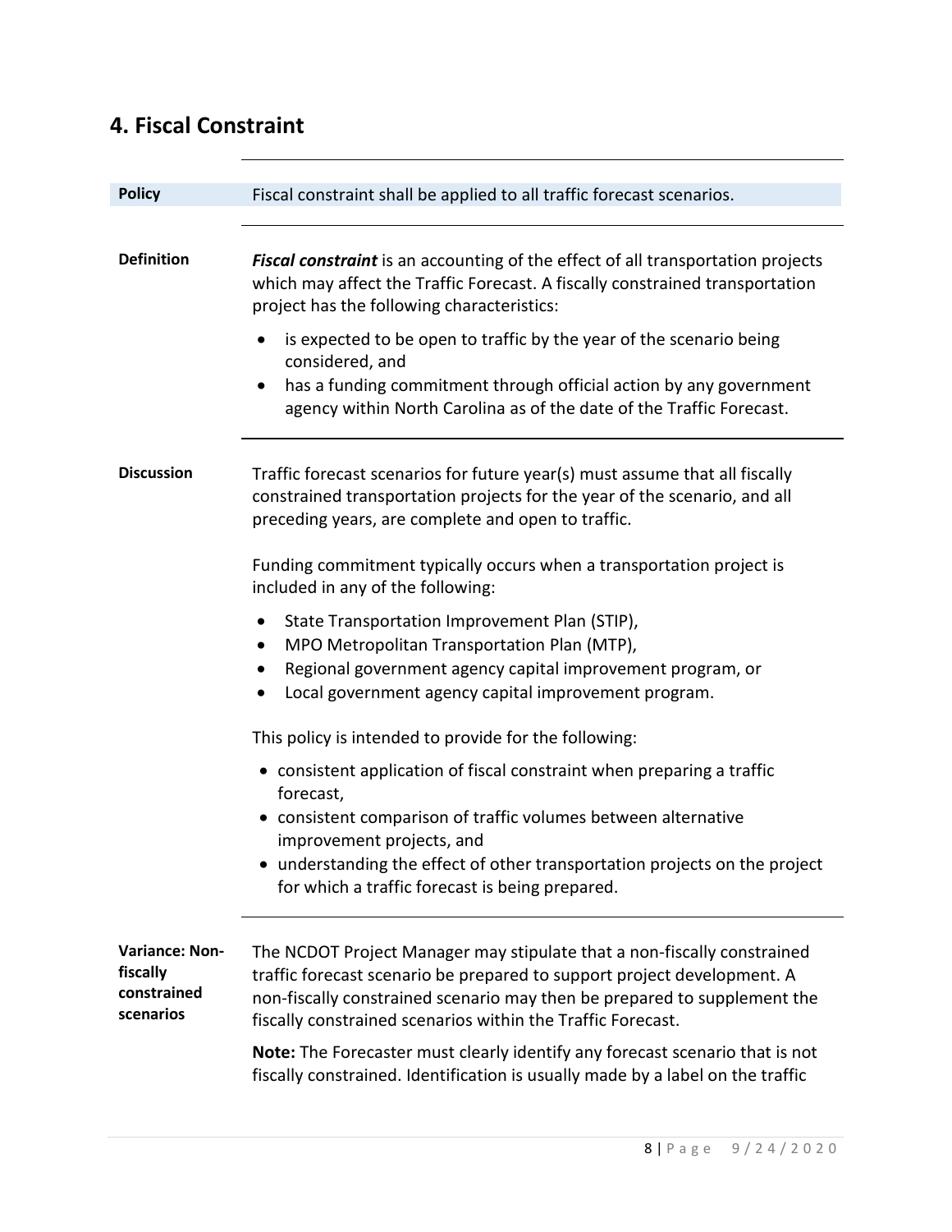## 4. Fiscal Constraint

**Policy**

Fiscal constraint shall be applied to all traffic forecast scenarios.

**Definition**

***Fiscal constraint*** is an accounting of the effect of all transportation projects which may affect the Traffic Forecast. A fiscally constrained transportation project has the following characteristics:

- is expected to be open to traffic by the year of the scenario being considered, and
- has a funding commitment through official action by any government agency within North Carolina as of the date of the Traffic Forecast.

**Discussion**

Traffic forecast scenarios for future year(s) must assume that all fiscally constrained transportation projects for the year of the scenario, and all preceding years, are complete and open to traffic.

Funding commitment typically occurs when a transportation project is included in any of the following:

- State Transportation Improvement Plan (STIP),
- MPO Metropolitan Transportation Plan (MTP),
- Regional government agency capital improvement program, or
- Local government agency capital improvement program.

This policy is intended to provide for the following:

- consistent application of fiscal constraint when preparing a traffic forecast,
- consistent comparison of traffic volumes between alternative improvement projects, and
- understanding the effect of other transportation projects on the project for which a traffic forecast is being prepared.

**Variance: Non-fiscally constrained scenarios**

The NCDOT Project Manager may stipulate that a non-fiscally constrained traffic forecast scenario be prepared to support project development. A non-fiscally constrained scenario may then be prepared to supplement the fiscally constrained scenarios within the Traffic Forecast.

**Note:** The Forecaster must clearly identify any forecast scenario that is not fiscally constrained. Identification is usually made by a label on the traffic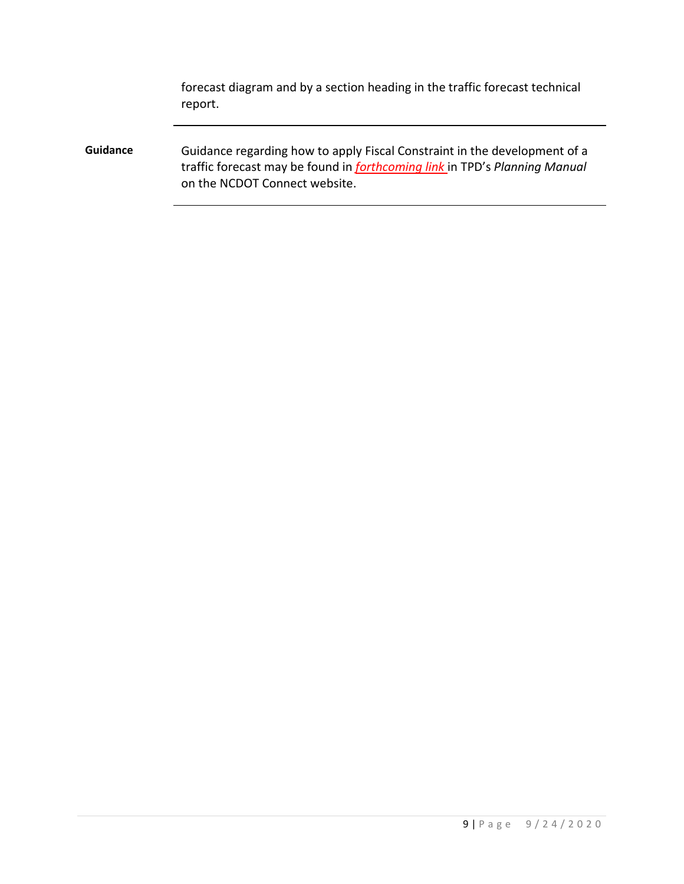forecast diagram and by a section heading in the traffic forecast technical report.

---

**Guidance**

Guidance regarding how to apply Fiscal Constraint in the development of a traffic forecast may be found in *forthcoming link* in TPD's *Planning Manual* on the NCDOT Connect website.

---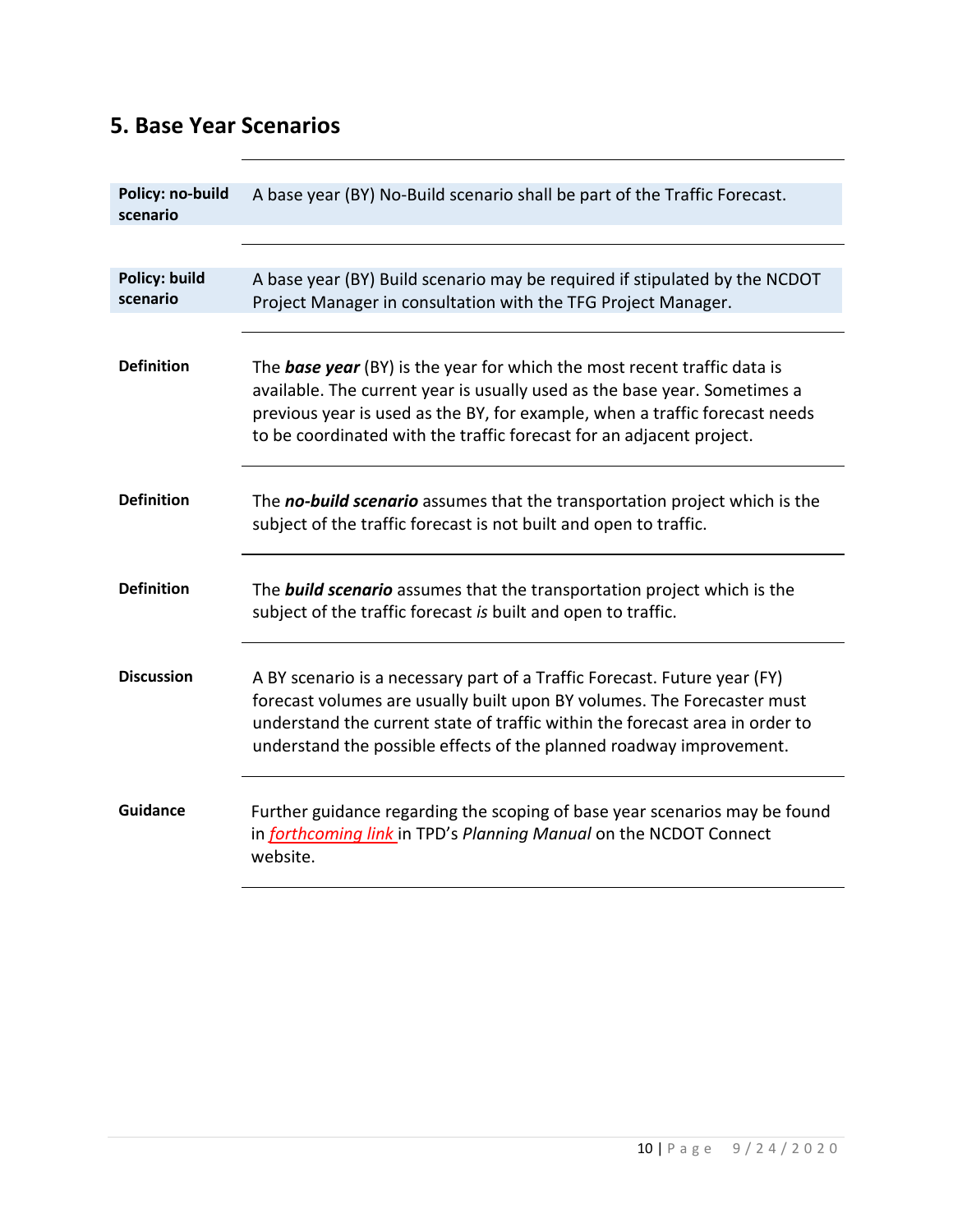## 5. Base Year Scenarios

| | |
|---|---|
| **Policy: no-build scenario** | A base year (BY) No-Build scenario shall be part of the Traffic Forecast. |
| **Policy: build scenario** | A base year (BY) Build scenario may be required if stipulated by the NCDOT Project Manager in consultation with the TFG Project Manager. |
| **Definition** | The ***base year*** (BY) is the year for which the most recent traffic data is available. The current year is usually used as the base year. Sometimes a previous year is used as the BY, for example, when a traffic forecast needs to be coordinated with the traffic forecast for an adjacent project. |
| **Definition** | The ***no-build scenario*** assumes that the transportation project which is the subject of the traffic forecast is not built and open to traffic. |
| **Definition** | The ***build scenario*** assumes that the transportation project which is the subject of the traffic forecast *is* built and open to traffic. |
| **Discussion** | A BY scenario is a necessary part of a Traffic Forecast. Future year (FY) forecast volumes are usually built upon BY volumes. The Forecaster must understand the current state of traffic within the forecast area in order to understand the possible effects of the planned roadway improvement. |
| **Guidance** | Further guidance regarding the scoping of base year scenarios may be found in *forthcoming link* in TPD's *Planning Manual* on the NCDOT Connect website. |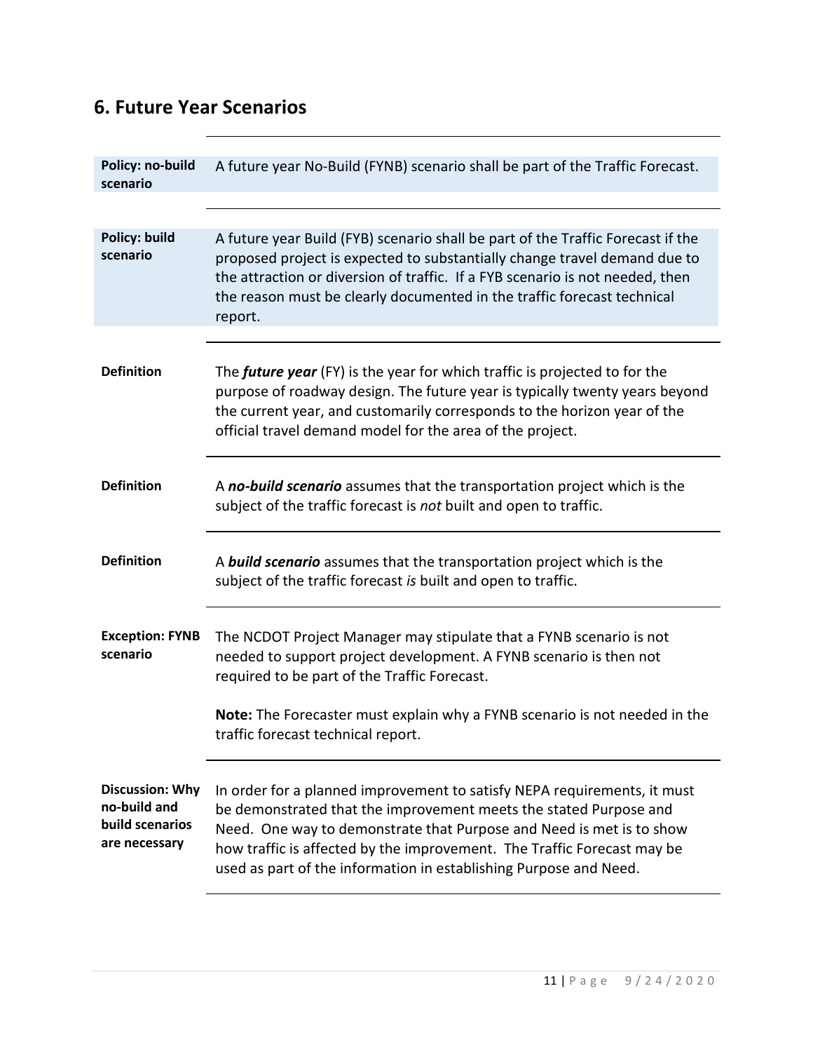## 6. Future Year Scenarios

**Policy: no-build scenario**

A future year No-Build (FYNB) scenario shall be part of the Traffic Forecast.

**Policy: build scenario**

A future year Build (FYB) scenario shall be part of the Traffic Forecast if the proposed project is expected to substantially change travel demand due to the attraction or diversion of traffic. If a FYB scenario is not needed, then the reason must be clearly documented in the traffic forecast technical report.

**Definition**

The ***future year*** (FY) is the year for which traffic is projected to for the purpose of roadway design. The future year is typically twenty years beyond the current year, and customarily corresponds to the horizon year of the official travel demand model for the area of the project.

**Definition**

A ***no-build scenario*** assumes that the transportation project which is the subject of the traffic forecast is *not* built and open to traffic.

**Definition**

A ***build scenario*** assumes that the transportation project which is the subject of the traffic forecast *is* built and open to traffic.

**Exception: FYNB scenario**

The NCDOT Project Manager may stipulate that a FYNB scenario is not needed to support project development. A FYNB scenario is then not required to be part of the Traffic Forecast.

**Note:** The Forecaster must explain why a FYNB scenario is not needed in the traffic forecast technical report.

**Discussion: Why no-build and build scenarios are necessary**

In order for a planned improvement to satisfy NEPA requirements, it must be demonstrated that the improvement meets the stated Purpose and Need. One way to demonstrate that Purpose and Need is met is to show how traffic is affected by the improvement. The Traffic Forecast may be used as part of the information in establishing Purpose and Need.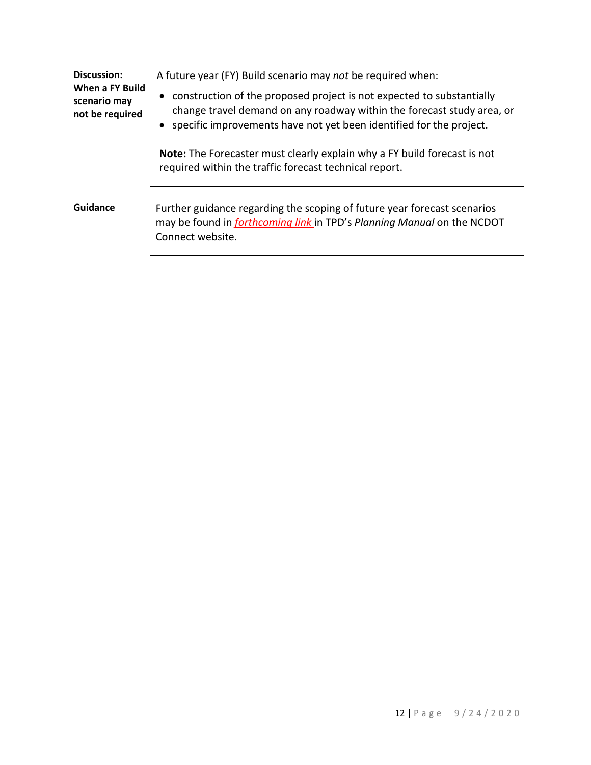**Discussion: When a FY Build scenario may not be required**

A future year (FY) Build scenario may *not* be required when:

- construction of the proposed project is not expected to substantially change travel demand on any roadway within the forecast study area, or
- specific improvements have not yet been identified for the project.

**Note:** The Forecaster must clearly explain why a FY build forecast is not required within the traffic forecast technical report.

---

**Guidance**

Further guidance regarding the scoping of future year forecast scenarios may be found in *forthcoming link* in TPD's *Planning Manual* on the NCDOT Connect website.

---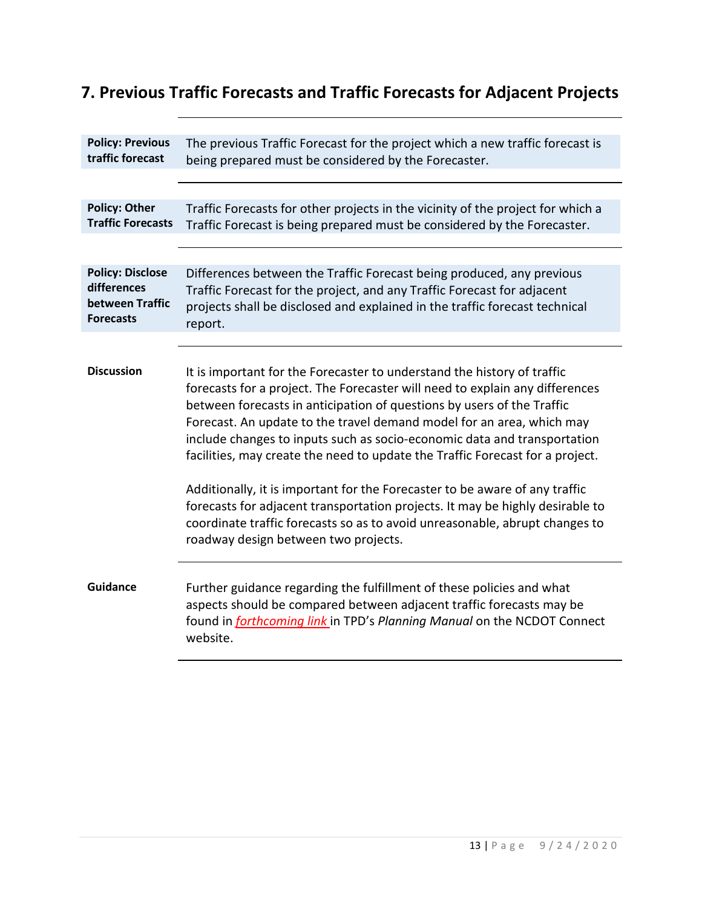## 7. Previous Traffic Forecasts and Traffic Forecasts for Adjacent Projects

| | |
|---|---|
| **Policy: Previous traffic forecast** | The previous Traffic Forecast for the project which a new traffic forecast is being prepared must be considered by the Forecaster. |
| **Policy: Other Traffic Forecasts** | Traffic Forecasts for other projects in the vicinity of the project for which a Traffic Forecast is being prepared must be considered by the Forecaster. |
| **Policy: Disclose differences between Traffic Forecasts** | Differences between the Traffic Forecast being produced, any previous Traffic Forecast for the project, and any Traffic Forecast for adjacent projects shall be disclosed and explained in the traffic forecast technical report. |

**Discussion**

It is important for the Forecaster to understand the history of traffic forecasts for a project. The Forecaster will need to explain any differences between forecasts in anticipation of questions by users of the Traffic Forecast. An update to the travel demand model for an area, which may include changes to inputs such as socio-economic data and transportation facilities, may create the need to update the Traffic Forecast for a project.

Additionally, it is important for the Forecaster to be aware of any traffic forecasts for adjacent transportation projects. It may be highly desirable to coordinate traffic forecasts so as to avoid unreasonable, abrupt changes to roadway design between two projects.

**Guidance**

Further guidance regarding the fulfillment of these policies and what aspects should be compared between adjacent traffic forecasts may be found in *forthcoming link* in TPD's *Planning Manual* on the NCDOT Connect website.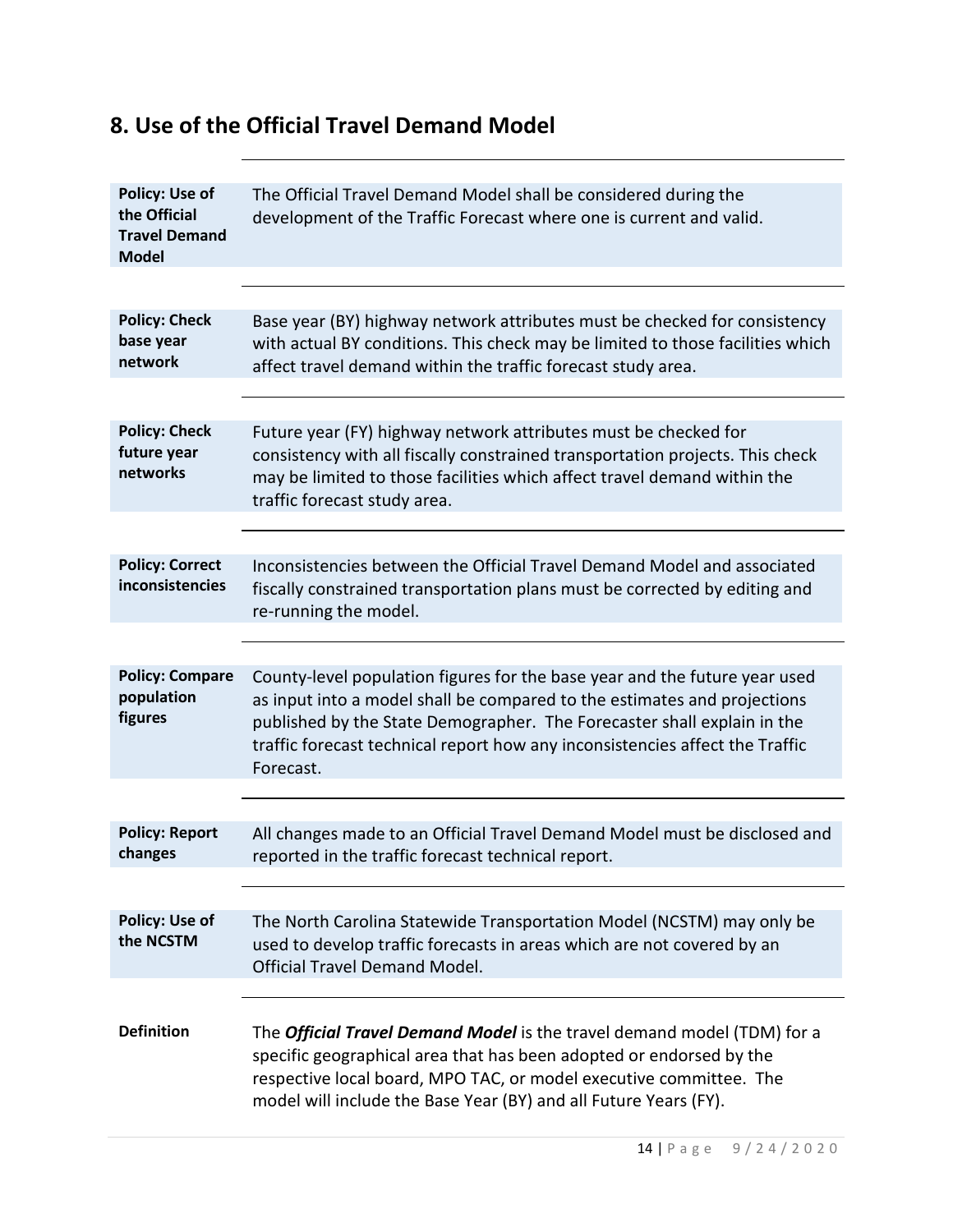## 8. Use of the Official Travel Demand Model

| | |
|---|---|
| **Policy: Use of the Official Travel Demand Model** | The Official Travel Demand Model shall be considered during the development of the Traffic Forecast where one is current and valid. |
| **Policy: Check base year network** | Base year (BY) highway network attributes must be checked for consistency with actual BY conditions. This check may be limited to those facilities which affect travel demand within the traffic forecast study area. |
| **Policy: Check future year networks** | Future year (FY) highway network attributes must be checked for consistency with all fiscally constrained transportation projects. This check may be limited to those facilities which affect travel demand within the traffic forecast study area. |
| **Policy: Correct inconsistencies** | Inconsistencies between the Official Travel Demand Model and associated fiscally constrained transportation plans must be corrected by editing and re-running the model. |
| **Policy: Compare population figures** | County-level population figures for the base year and the future year used as input into a model shall be compared to the estimates and projections published by the State Demographer. The Forecaster shall explain in the traffic forecast technical report how any inconsistencies affect the Traffic Forecast. |
| **Policy: Report changes** | All changes made to an Official Travel Demand Model must be disclosed and reported in the traffic forecast technical report. |
| **Policy: Use of the NCSTM** | The North Carolina Statewide Transportation Model (NCSTM) may only be used to develop traffic forecasts in areas which are not covered by an Official Travel Demand Model. |
| **Definition** | The ***Official Travel Demand Model*** is the travel demand model (TDM) for a specific geographical area that has been adopted or endorsed by the respective local board, MPO TAC, or model executive committee. The model will include the Base Year (BY) and all Future Years (FY). |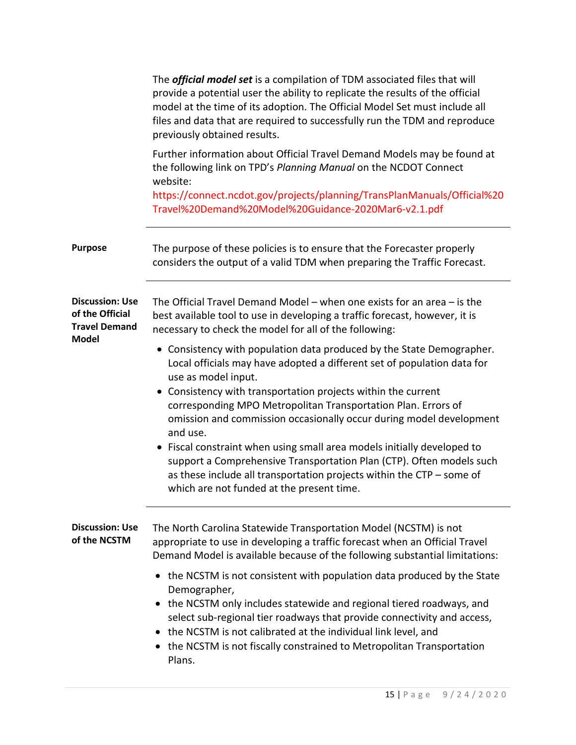The ***official model set*** is a compilation of TDM associated files that will provide a potential user the ability to replicate the results of the official model at the time of its adoption. The Official Model Set must include all files and data that are required to successfully run the TDM and reproduce previously obtained results.

Further information about Official Travel Demand Models may be found at the following link on TPD's *Planning Manual* on the NCDOT Connect website:
https://connect.ncdot.gov/projects/planning/TransPlanManuals/Official%20Travel%20Demand%20Model%20Guidance-2020Mar6-v2.1.pdf

---

**Purpose**

The purpose of these policies is to ensure that the Forecaster properly considers the output of a valid TDM when preparing the Traffic Forecast.

---

**Discussion: Use of the Official Travel Demand Model**

The Official Travel Demand Model – when one exists for an area – is the best available tool to use in developing a traffic forecast, however, it is necessary to check the model for all of the following:

- Consistency with population data produced by the State Demographer. Local officials may have adopted a different set of population data for use as model input.
- Consistency with transportation projects within the current corresponding MPO Metropolitan Transportation Plan. Errors of omission and commission occasionally occur during model development and use.
- Fiscal constraint when using small area models initially developed to support a Comprehensive Transportation Plan (CTP). Often models such as these include all transportation projects within the CTP – some of which are not funded at the present time.

---

**Discussion: Use of the NCSTM**

The North Carolina Statewide Transportation Model (NCSTM) is not appropriate to use in developing a traffic forecast when an Official Travel Demand Model is available because of the following substantial limitations:

- the NCSTM is not consistent with population data produced by the State Demographer,
- the NCSTM only includes statewide and regional tiered roadways, and select sub-regional tier roadways that provide connectivity and access,
- the NCSTM is not calibrated at the individual link level, and
- the NCSTM is not fiscally constrained to Metropolitan Transportation Plans.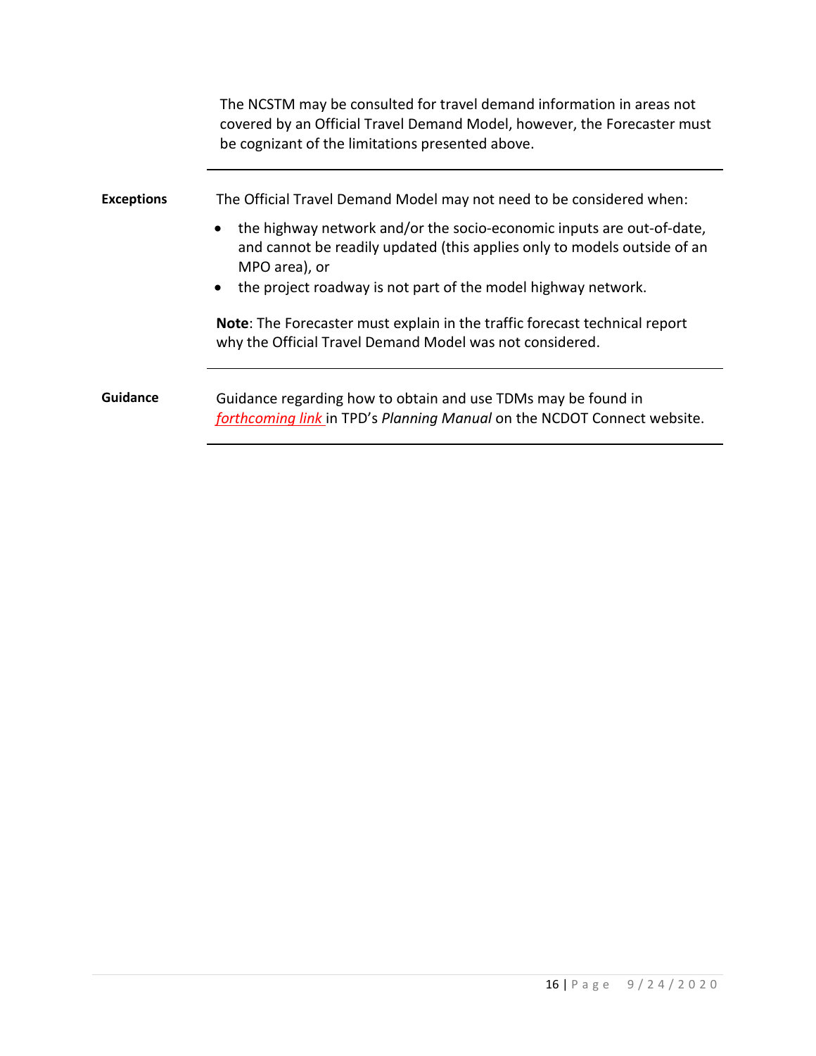The NCSTM may be consulted for travel demand information in areas not covered by an Official Travel Demand Model, however, the Forecaster must be cognizant of the limitations presented above.

---

**Exceptions**

The Official Travel Demand Model may not need to be considered when:

- the highway network and/or the socio-economic inputs are out-of-date, and cannot be readily updated (this applies only to models outside of an MPO area), or
- the project roadway is not part of the model highway network.

**Note**: The Forecaster must explain in the traffic forecast technical report why the Official Travel Demand Model was not considered.

---

**Guidance**

Guidance regarding how to obtain and use TDMs may be found in *forthcoming link* in TPD's *Planning Manual* on the NCDOT Connect website.

---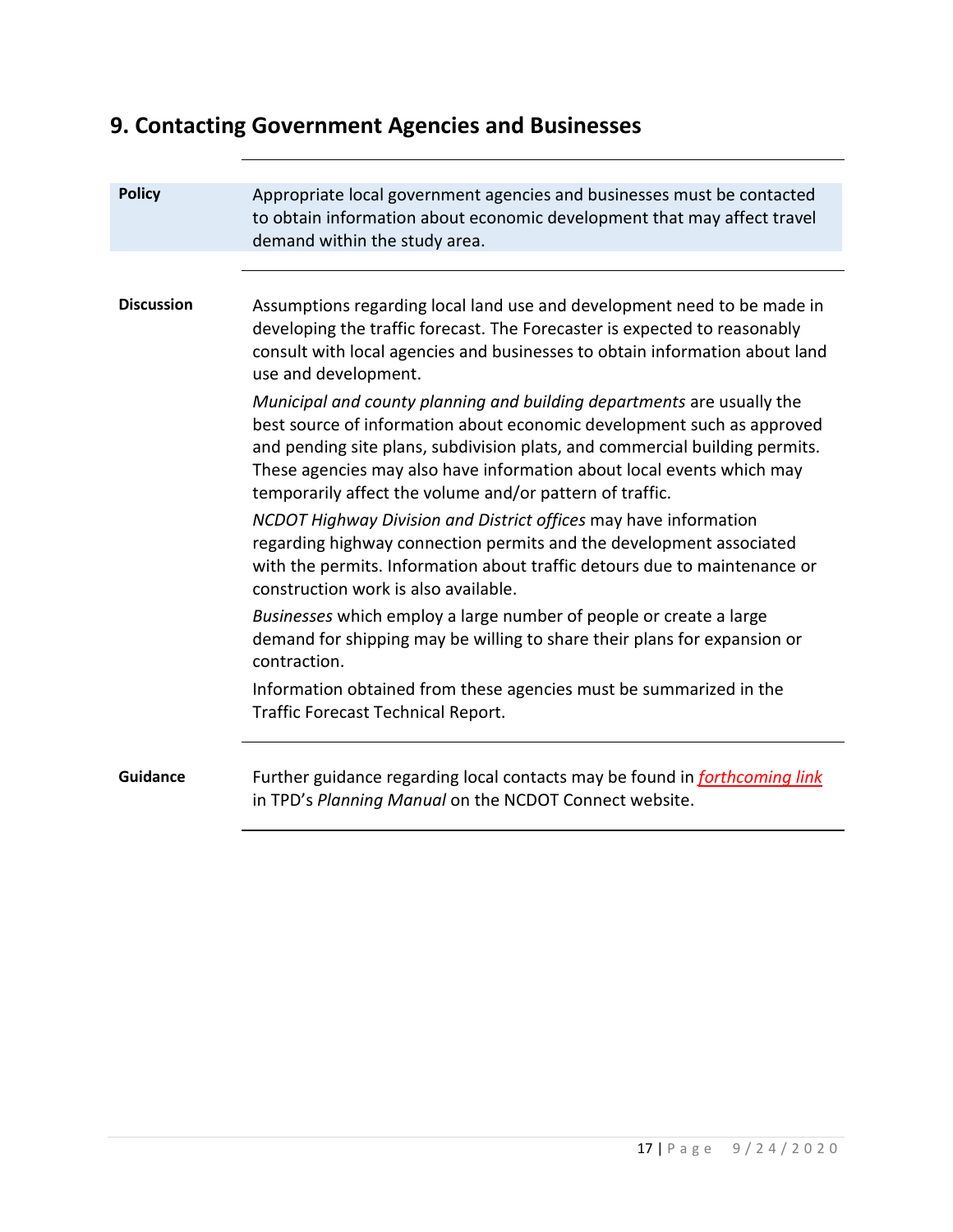## 9. Contacting Government Agencies and Businesses

**Policy**

Appropriate local government agencies and businesses must be contacted to obtain information about economic development that may affect travel demand within the study area.

**Discussion**

Assumptions regarding local land use and development need to be made in developing the traffic forecast. The Forecaster is expected to reasonably consult with local agencies and businesses to obtain information about land use and development.

*Municipal and county planning and building departments* are usually the best source of information about economic development such as approved and pending site plans, subdivision plats, and commercial building permits. These agencies may also have information about local events which may temporarily affect the volume and/or pattern of traffic.

*NCDOT Highway Division and District offices* may have information regarding highway connection permits and the development associated with the permits. Information about traffic detours due to maintenance or construction work is also available.

*Businesses* which employ a large number of people or create a large demand for shipping may be willing to share their plans for expansion or contraction.

Information obtained from these agencies must be summarized in the Traffic Forecast Technical Report.

**Guidance**

Further guidance regarding local contacts may be found in *forthcoming link* in TPD's *Planning Manual* on the NCDOT Connect website.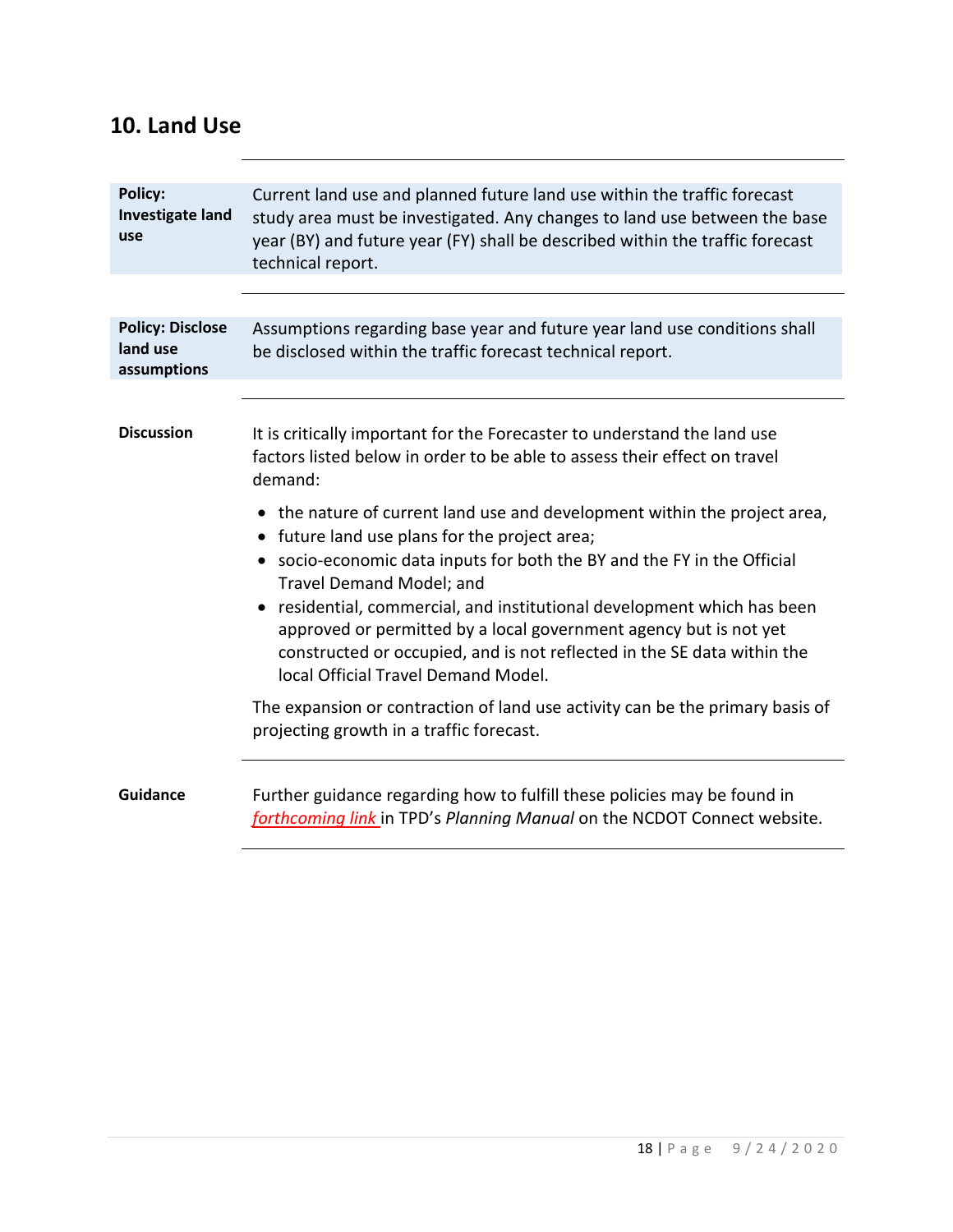## 10. Land Use

**Policy: Investigate land use**

Current land use and planned future land use within the traffic forecast study area must be investigated. Any changes to land use between the base year (BY) and future year (FY) shall be described within the traffic forecast technical report.

**Policy: Disclose land use assumptions**

Assumptions regarding base year and future year land use conditions shall be disclosed within the traffic forecast technical report.

**Discussion**

It is critically important for the Forecaster to understand the land use factors listed below in order to be able to assess their effect on travel demand:

- the nature of current land use and development within the project area,
- future land use plans for the project area;
- socio-economic data inputs for both the BY and the FY in the Official Travel Demand Model; and
- residential, commercial, and institutional development which has been approved or permitted by a local government agency but is not yet constructed or occupied, and is not reflected in the SE data within the local Official Travel Demand Model.

The expansion or contraction of land use activity can be the primary basis of projecting growth in a traffic forecast.

**Guidance**

Further guidance regarding how to fulfill these policies may be found in *forthcoming link* in TPD's *Planning Manual* on the NCDOT Connect website.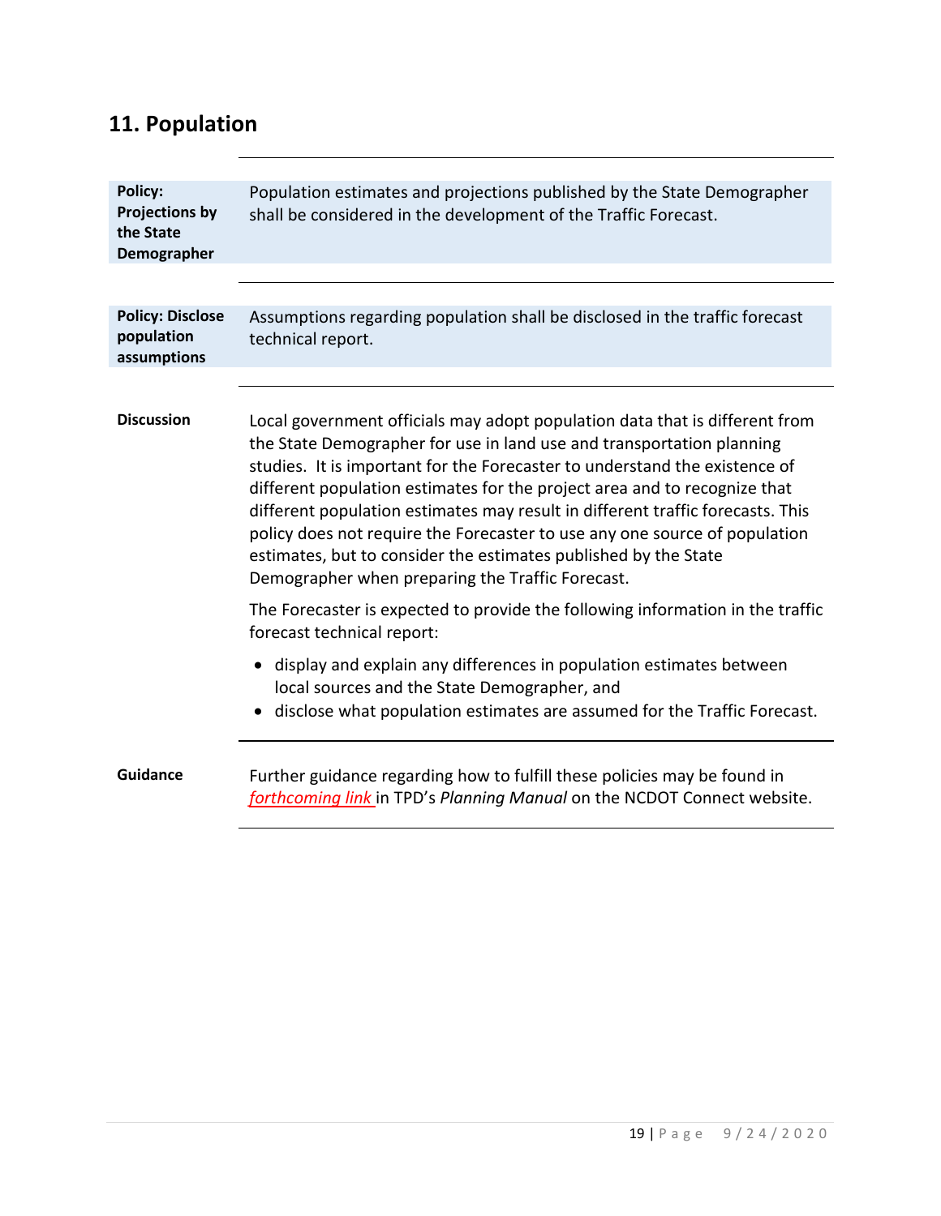# 11. Population

| | |
|---|---|
| **Policy: Projections by the State Demographer** | Population estimates and projections published by the State Demographer shall be considered in the development of the Traffic Forecast. |

| | |
|---|---|
| **Policy: Disclose population assumptions** | Assumptions regarding population shall be disclosed in the traffic forecast technical report. |

**Discussion**

Local government officials may adopt population data that is different from the State Demographer for use in land use and transportation planning studies. It is important for the Forecaster to understand the existence of different population estimates for the project area and to recognize that different population estimates may result in different traffic forecasts. This policy does not require the Forecaster to use any one source of population estimates, but to consider the estimates published by the State Demographer when preparing the Traffic Forecast.

The Forecaster is expected to provide the following information in the traffic forecast technical report:

- display and explain any differences in population estimates between local sources and the State Demographer, and
- disclose what population estimates are assumed for the Traffic Forecast.

**Guidance**

Further guidance regarding how to fulfill these policies may be found in *forthcoming link* in TPD's *Planning Manual* on the NCDOT Connect website.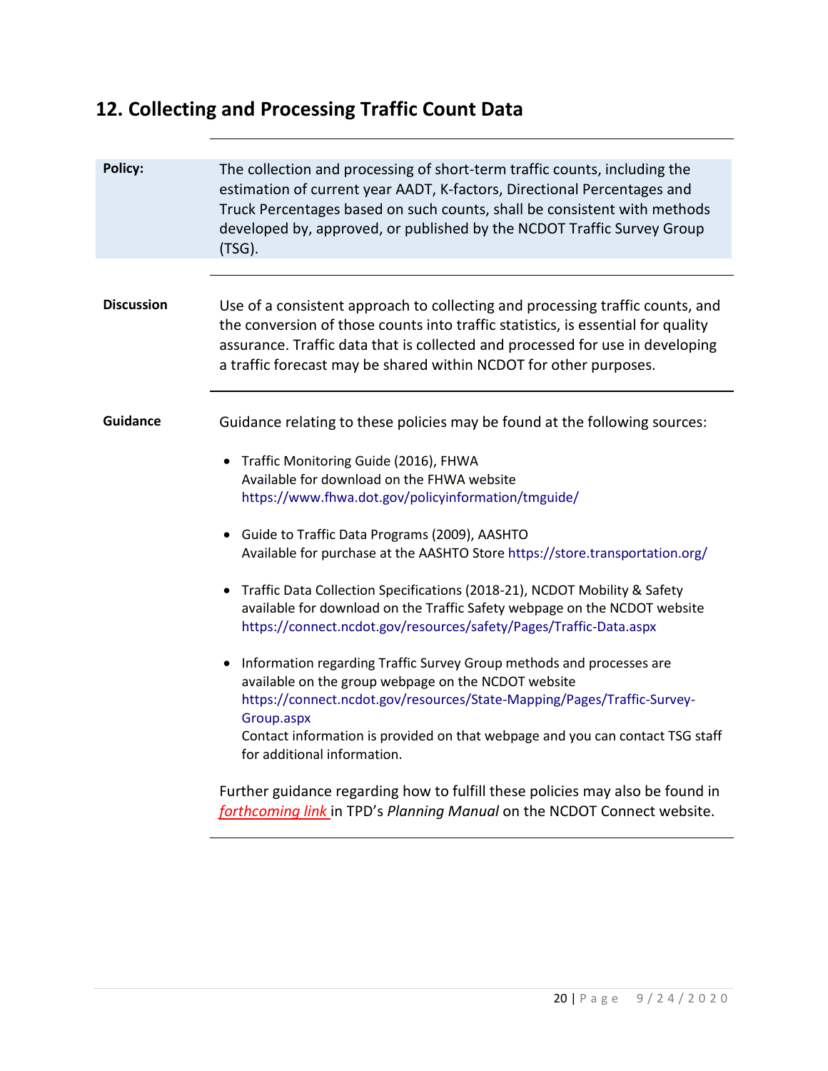## 12. Collecting and Processing Traffic Count Data

**Policy:** The collection and processing of short-term traffic counts, including the estimation of current year AADT, K-factors, Directional Percentages and Truck Percentages based on such counts, shall be consistent with methods developed by, approved, or published by the NCDOT Traffic Survey Group (TSG).

**Discussion**

Use of a consistent approach to collecting and processing traffic counts, and the conversion of those counts into traffic statistics, is essential for quality assurance. Traffic data that is collected and processed for use in developing a traffic forecast may be shared within NCDOT for other purposes.

**Guidance**

Guidance relating to these policies may be found at the following sources:

- Traffic Monitoring Guide (2016), FHWA
  Available for download on the FHWA website
  https://www.fhwa.dot.gov/policyinformation/tmguide/

- Guide to Traffic Data Programs (2009), AASHTO
  Available for purchase at the AASHTO Store https://store.transportation.org/

- Traffic Data Collection Specifications (2018-21), NCDOT Mobility & Safety
  available for download on the Traffic Safety webpage on the NCDOT website
  https://connect.ncdot.gov/resources/safety/Pages/Traffic-Data.aspx

- Information regarding Traffic Survey Group methods and processes are available on the group webpage on the NCDOT website
  https://connect.ncdot.gov/resources/State-Mapping/Pages/Traffic-Survey-Group.aspx
  Contact information is provided on that webpage and you can contact TSG staff for additional information.

Further guidance regarding how to fulfill these policies may also be found in *forthcoming link* in TPD's *Planning Manual* on the NCDOT Connect website.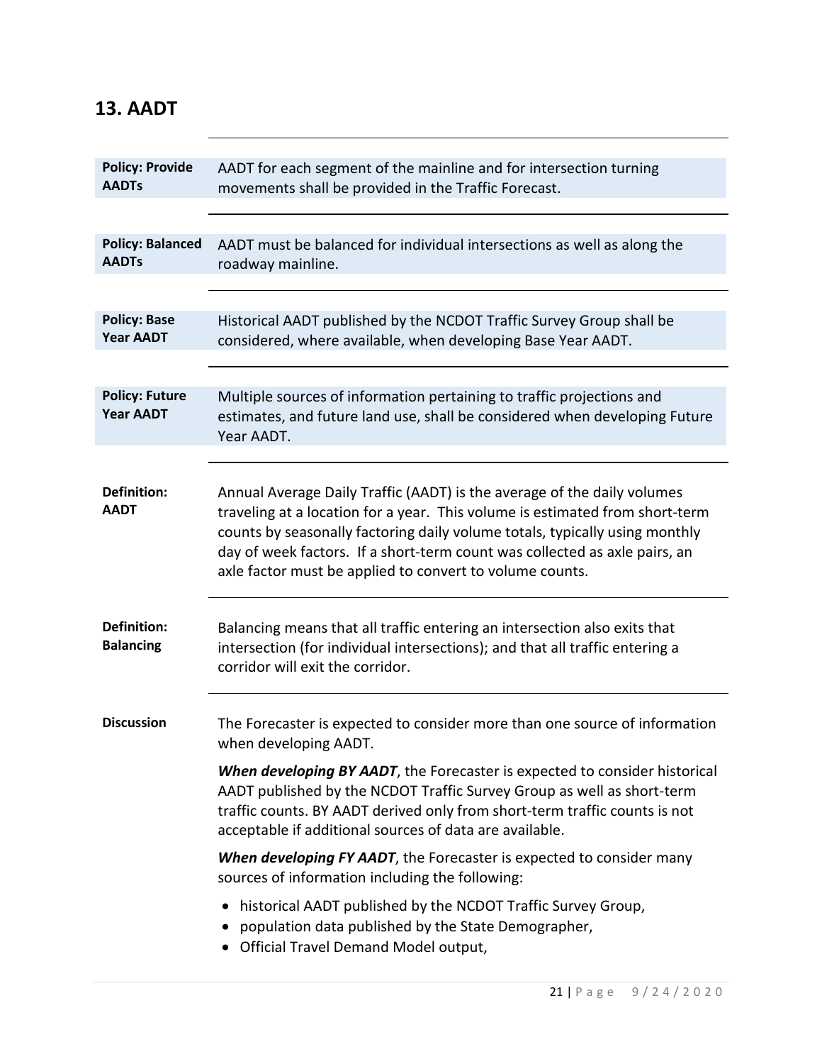## 13. AADT

**Policy: Provide AADTs** — AADT for each segment of the mainline and for intersection turning movements shall be provided in the Traffic Forecast.

**Policy: Balanced AADTs** — AADT must be balanced for individual intersections as well as along the roadway mainline.

**Policy: Base Year AADT** — Historical AADT published by the NCDOT Traffic Survey Group shall be considered, where available, when developing Base Year AADT.

**Policy: Future Year AADT** — Multiple sources of information pertaining to traffic projections and estimates, and future land use, shall be considered when developing Future Year AADT.

**Definition: AADT** — Annual Average Daily Traffic (AADT) is the average of the daily volumes traveling at a location for a year. This volume is estimated from short-term counts by seasonally factoring daily volume totals, typically using monthly day of week factors. If a short-term count was collected as axle pairs, an axle factor must be applied to convert to volume counts.

**Definition: Balancing** — Balancing means that all traffic entering an intersection also exits that intersection (for individual intersections); and that all traffic entering a corridor will exit the corridor.

**Discussion**

The Forecaster is expected to consider more than one source of information when developing AADT.

***When developing BY AADT***, the Forecaster is expected to consider historical AADT published by the NCDOT Traffic Survey Group as well as short-term traffic counts. BY AADT derived only from short-term traffic counts is not acceptable if additional sources of data are available.

***When developing FY AADT***, the Forecaster is expected to consider many sources of information including the following:

- historical AADT published by the NCDOT Traffic Survey Group,
- population data published by the State Demographer,
- Official Travel Demand Model output,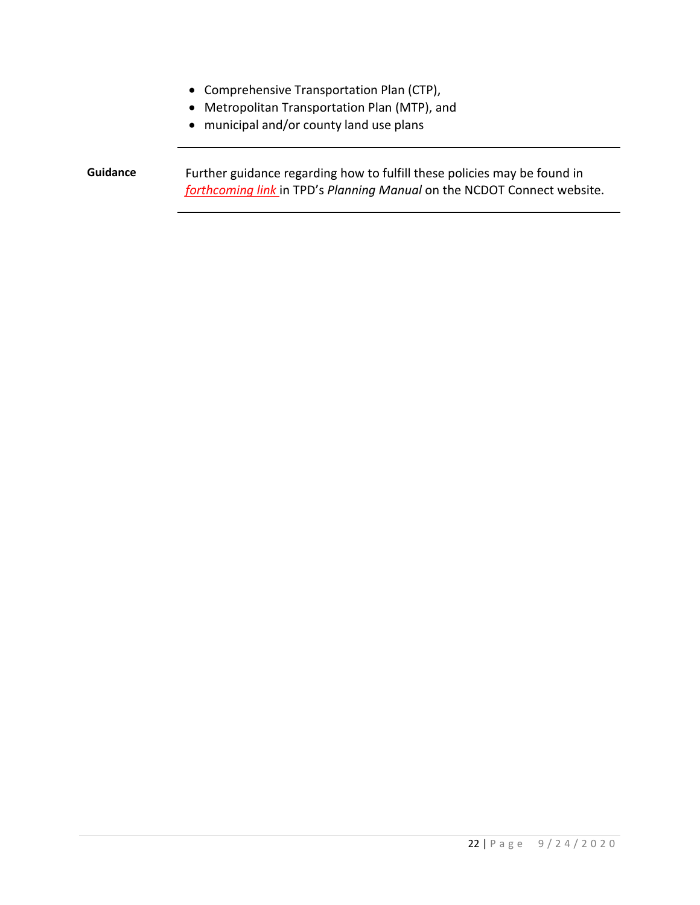- Comprehensive Transportation Plan (CTP),
- Metropolitan Transportation Plan (MTP), and
- municipal and/or county land use plans

---

| | |
|---|---|
| **Guidance** | Further guidance regarding how to fulfill these policies may be found in *forthcoming link* in TPD's *Planning Manual* on the NCDOT Connect website. |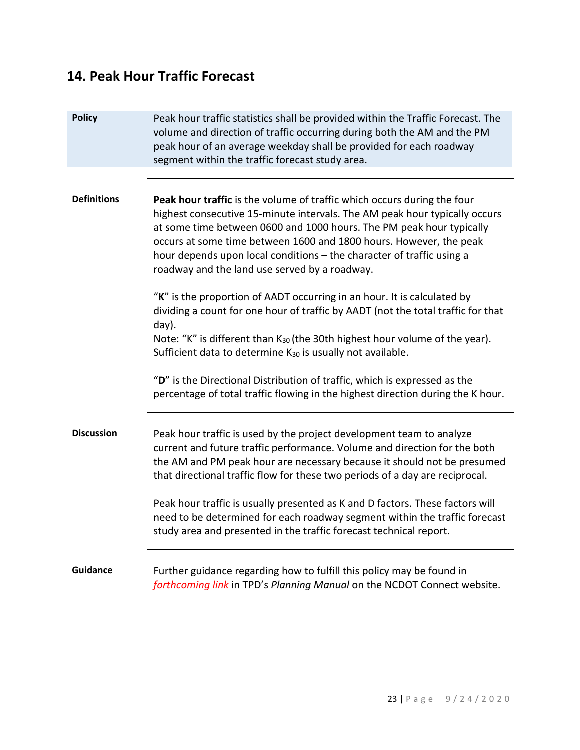## 14. Peak Hour Traffic Forecast

**Policy**

Peak hour traffic statistics shall be provided within the Traffic Forecast. The volume and direction of traffic occurring during both the AM and the PM peak hour of an average weekday shall be provided for each roadway segment within the traffic forecast study area.

**Definitions**

**Peak hour traffic** is the volume of traffic which occurs during the four highest consecutive 15-minute intervals. The AM peak hour typically occurs at some time between 0600 and 1000 hours. The PM peak hour typically occurs at some time between 1600 and 1800 hours. However, the peak hour depends upon local conditions – the character of traffic using a roadway and the land use served by a roadway.

"**K**" is the proportion of AADT occurring in an hour. It is calculated by dividing a count for one hour of traffic by AADT (not the total traffic for that day).
Note: "K" is different than $K_{30}$ (the 30th highest hour volume of the year). Sufficient data to determine $K_{30}$ is usually not available.

"**D**" is the Directional Distribution of traffic, which is expressed as the percentage of total traffic flowing in the highest direction during the K hour.

**Discussion**

Peak hour traffic is used by the project development team to analyze current and future traffic performance. Volume and direction for the both the AM and PM peak hour are necessary because it should not be presumed that directional traffic flow for these two periods of a day are reciprocal.

Peak hour traffic is usually presented as K and D factors. These factors will need to be determined for each roadway segment within the traffic forecast study area and presented in the traffic forecast technical report.

**Guidance**

Further guidance regarding how to fulfill this policy may be found in *forthcoming link* in TPD's *Planning Manual* on the NCDOT Connect website.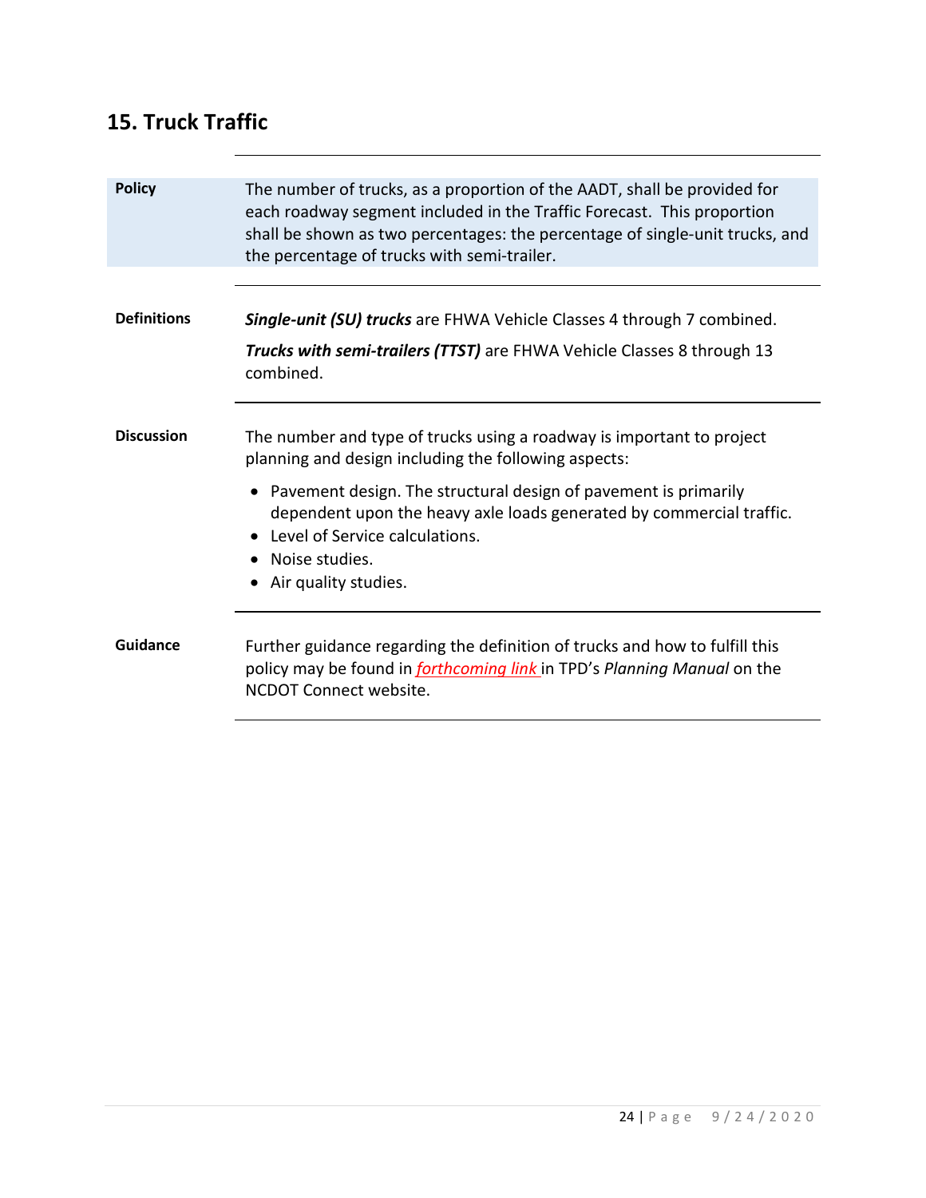## 15. Truck Traffic

| | |
|---|---|
| **Policy** | The number of trucks, as a proportion of the AADT, shall be provided for each roadway segment included in the Traffic Forecast. This proportion shall be shown as two percentages: the percentage of single-unit trucks, and the percentage of trucks with semi-trailer. |

**Definitions**

***Single-unit (SU) trucks*** are FHWA Vehicle Classes 4 through 7 combined.

***Trucks with semi-trailers (TTST)*** are FHWA Vehicle Classes 8 through 13 combined.

**Discussion**

The number and type of trucks using a roadway is important to project planning and design including the following aspects:

- Pavement design. The structural design of pavement is primarily dependent upon the heavy axle loads generated by commercial traffic.
- Level of Service calculations.
- Noise studies.
- Air quality studies.

**Guidance**

Further guidance regarding the definition of trucks and how to fulfill this policy may be found in *forthcoming link* in TPD's *Planning Manual* on the NCDOT Connect website.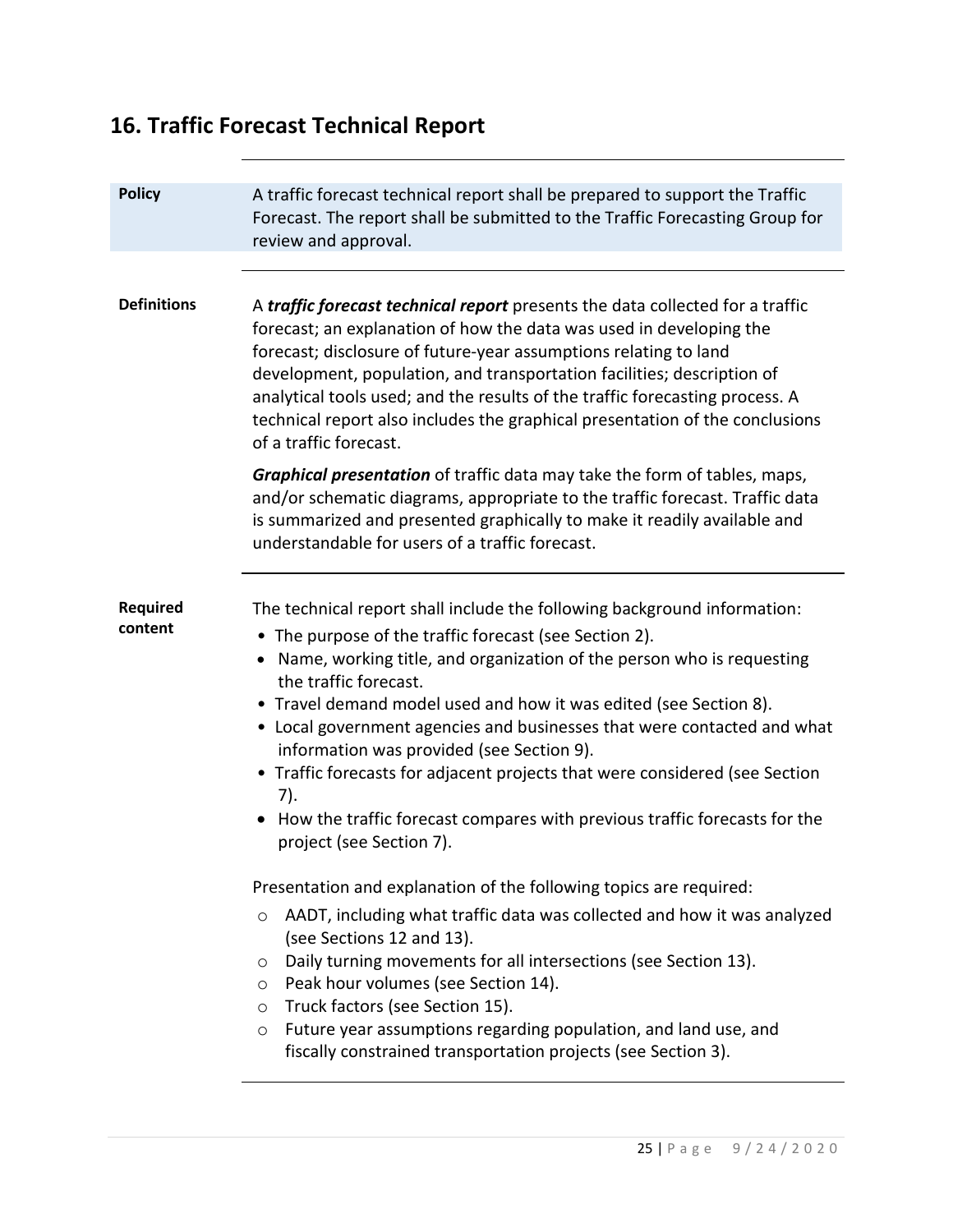# 16. Traffic Forecast Technical Report

**Policy**

A traffic forecast technical report shall be prepared to support the Traffic Forecast. The report shall be submitted to the Traffic Forecasting Group for review and approval.

**Definitions**

A ***traffic forecast technical report*** presents the data collected for a traffic forecast; an explanation of how the data was used in developing the forecast; disclosure of future-year assumptions relating to land development, population, and transportation facilities; description of analytical tools used; and the results of the traffic forecasting process. A technical report also includes the graphical presentation of the conclusions of a traffic forecast.

***Graphical presentation*** of traffic data may take the form of tables, maps, and/or schematic diagrams, appropriate to the traffic forecast. Traffic data is summarized and presented graphically to make it readily available and understandable for users of a traffic forecast.

**Required content**

The technical report shall include the following background information:

- The purpose of the traffic forecast (see Section 2).
- Name, working title, and organization of the person who is requesting the traffic forecast.
- Travel demand model used and how it was edited (see Section 8).
- Local government agencies and businesses that were contacted and what information was provided (see Section 9).
- Traffic forecasts for adjacent projects that were considered (see Section 7).
- How the traffic forecast compares with previous traffic forecasts for the project (see Section 7).

Presentation and explanation of the following topics are required:

- AADT, including what traffic data was collected and how it was analyzed (see Sections 12 and 13).
- Daily turning movements for all intersections (see Section 13).
- Peak hour volumes (see Section 14).
- Truck factors (see Section 15).
- Future year assumptions regarding population, and land use, and fiscally constrained transportation projects (see Section 3).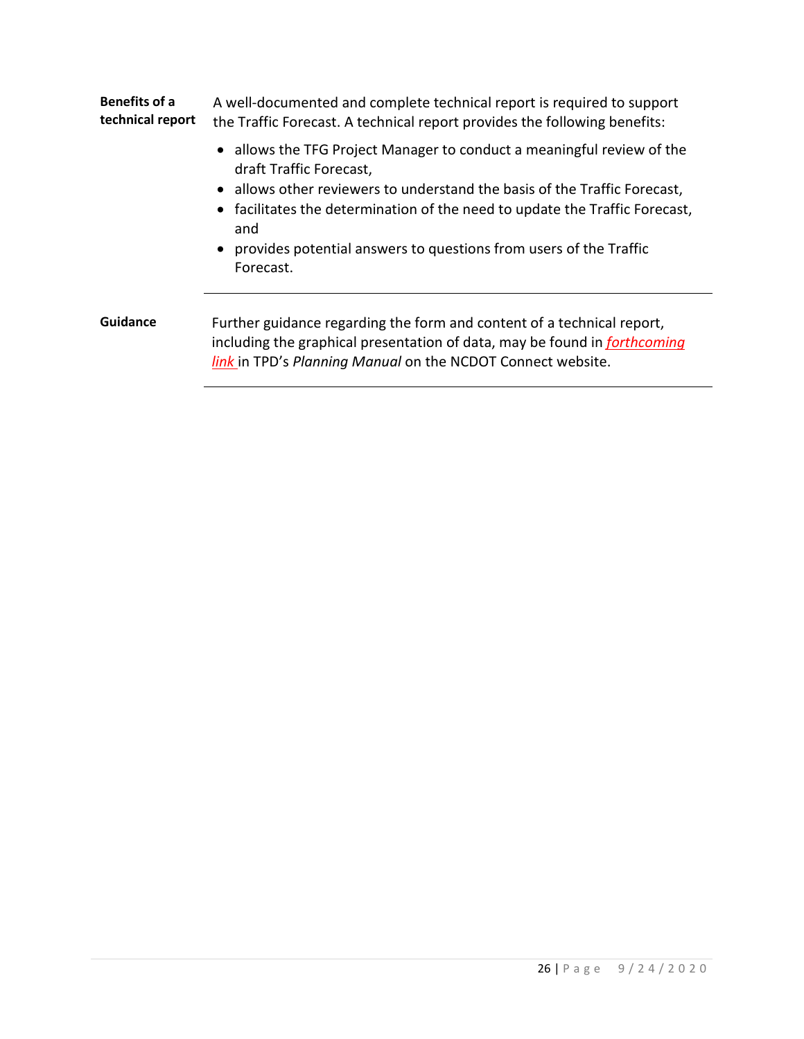**Benefits of a technical report**

A well-documented and complete technical report is required to support the Traffic Forecast. A technical report provides the following benefits:

- allows the TFG Project Manager to conduct a meaningful review of the draft Traffic Forecast,
- allows other reviewers to understand the basis of the Traffic Forecast,
- facilitates the determination of the need to update the Traffic Forecast, and
- provides potential answers to questions from users of the Traffic Forecast.

---

**Guidance**

Further guidance regarding the form and content of a technical report, including the graphical presentation of data, may be found in *forthcoming link* in TPD's *Planning Manual* on the NCDOT Connect website.

---